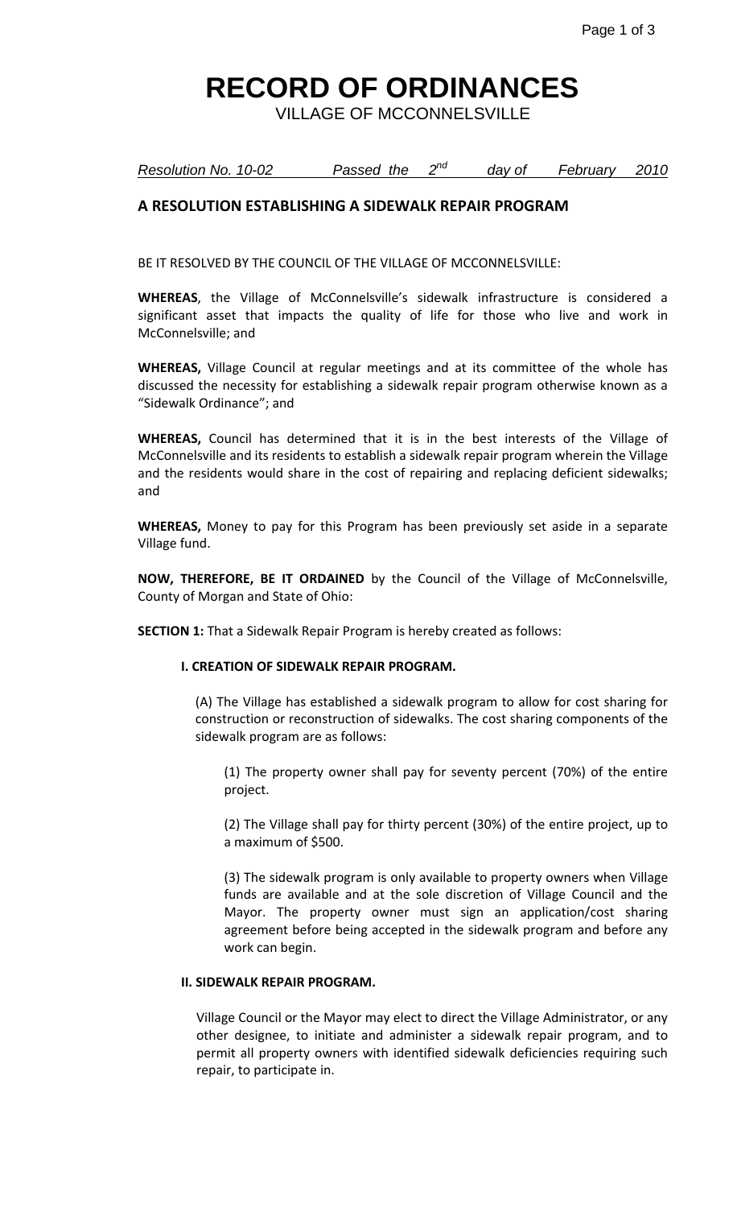# RECORD OF ORDINANCES

VILLAGE OF MCCONNELSVILLE

*Resolution No. 10-02 Passed the 2nd day of February 2010*

## A RESOLUTION ESTABLISHING A SIDEWALK REPAIR PROGRAM

BE IT RESOLVED BY THE COUNCIL OF THE VILLAGE OF MCCONNELSVILLE:

**WHEREAS**, the Village of McConnelsville's sidewalk infrastructure is considered a significant asset that impacts the quality of life for those who live and work in McConnelsville; and

**WHEREAS,** Village Council at regular meetings and at its committee of the whole has discussed the necessity for establishing a sidewalk repair program otherwise known as a "Sidewalk Ordinance"; and

**WHEREAS,** Council has determined that it is in the best interests of the Village of McConnelsville and its residents to establish a sidewalk repair program wherein the Village and the residents would share in the cost of repairing and replacing deficient sidewalks; and

**WHEREAS,** Money to pay for this Program has been previously set aside in a separate Village fund.

**NOW, THEREFORE, BE IT ORDAINED** by the Council of the Village of McConnelsville, County of Morgan and State of Ohio:

**SECTION 1:** That a Sidewalk Repair Program is hereby created as follows:

**I. CREATION OF SIDEWALK REPAIR PROGRAM.**

(A) The Village has established a sidewalk program to allow for cost sharing for construction or reconstruction of sidewalks. The cost sharing components of the sidewalk program are as follows:

(1) The property owner shall pay for seventy percent (70%) of the entire project.

(2) The Village shall pay for thirty percent (30%) of the entire project, up to a maximum of $500.

(3) The sidewalk program is only available to property owners when Village funds are available and at the sole discretion of Village Council and the Mayor. The property owner must sign an application/cost sharing agreement before being accepted in the sidewalk program and before any work can begin.

**II. SIDEWALK REPAIR PROGRAM.**

Village Council or the Mayor may elect to direct the Village Administrator, or any other designee, to initiate and administer a sidewalk repair program, and to permit all property owners with identified sidewalk deficiencies requiring such repair, to participate in.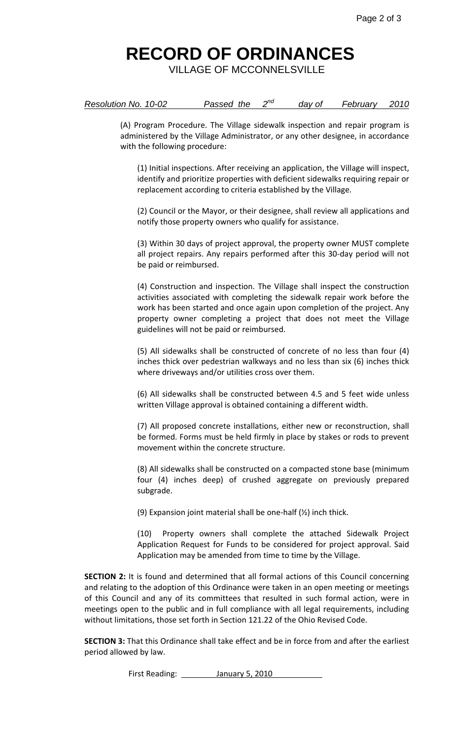# RECORD OF ORDINANCES

VILLAGE OF MCCONNELSVILLE

*Resolution No. 10-02 Passed the 2nd day of February 2010*

(A) Program Procedure. The Village sidewalk inspection and repair program is administered by the Village Administrator, or any other designee, in accordance with the following procedure:

(1) Initial inspections. After receiving an application, the Village will inspect, identify and prioritize properties with deficient sidewalks requiring repair or replacement according to criteria established by the Village.

(2) Council or the Mayor, or their designee, shall review all applications and notify those property owners who qualify for assistance.

(3) Within 30 days of project approval, the property owner MUST complete all project repairs. Any repairs performed after this 30-day period will not be paid or reimbursed.

(4) Construction and inspection. The Village shall inspect the construction activities associated with completing the sidewalk repair work before the work has been started and once again upon completion of the project. Any property owner completing a project that does not meet the Village guidelines will not be paid or reimbursed.

(5) All sidewalks shall be constructed of concrete of no less than four (4) inches thick over pedestrian walkways and no less than six (6) inches thick where driveways and/or utilities cross over them.

(6) All sidewalks shall be constructed between 4.5 and 5 feet wide unless written Village approval is obtained containing a different width.

(7) All proposed concrete installations, either new or reconstruction, shall be formed. Forms must be held firmly in place by stakes or rods to prevent movement within the concrete structure.

(8) All sidewalks shall be constructed on a compacted stone base (minimum four (4) inches deep) of crushed aggregate on previously prepared subgrade.

(9) Expansion joint material shall be one-half (½) inch thick.

(10) Property owners shall complete the attached Sidewalk Project Application Request for Funds to be considered for project approval. Said Application may be amended from time to time by the Village.

**SECTION 2:** It is found and determined that all formal actions of this Council concerning and relating to the adoption of this Ordinance were taken in an open meeting or meetings of this Council and any of its committees that resulted in such formal action, were in meetings open to the public and in full compliance with all legal requirements, including without limitations, those set forth in Section 121.22 of the Ohio Revised Code.

**SECTION 3:** That this Ordinance shall take effect and be in force from and after the earliest period allowed by law.

First Reading: January 5, 2010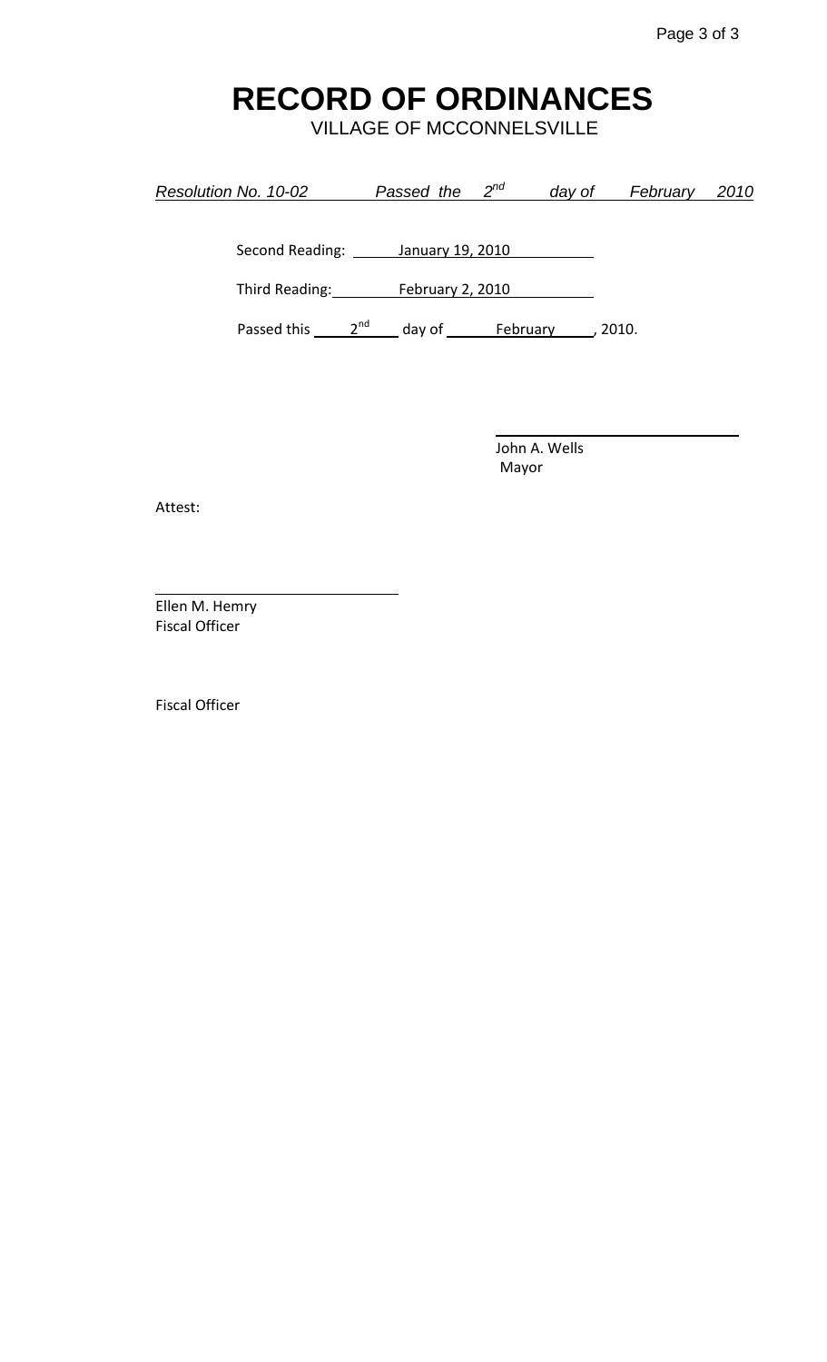# RECORD OF ORDINANCES

VILLAGE OF MCCONNELSVILLE

*Resolution No. 10-02 Passed the 2nd day of February 2010*

Second Reading: January 19, 2010

Third Reading: February 2, 2010

Passed this 2nd day of February, 2010.

John A. Wells
Mayor

Attest:

Ellen M. Hemry
Fiscal Officer

Fiscal Officer